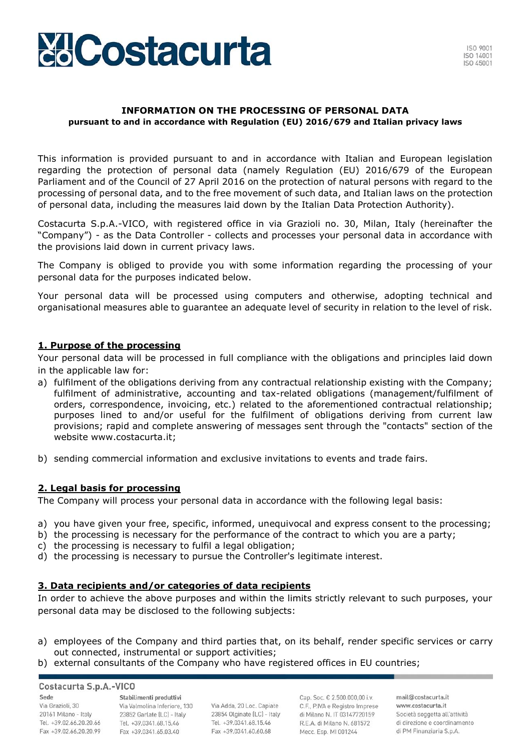**INFORMATION ON THE PROCESSING OF PERSONAL DATA**
**pursuant to and in accordance with Regulation (EU) 2016/679 and Italian privacy laws**

This information is provided pursuant to and in accordance with Italian and European legislation regarding the protection of personal data (namely Regulation (EU) 2016/679 of the European Parliament and of the Council of 27 April 2016 on the protection of natural persons with regard to the processing of personal data, and to the free movement of such data, and Italian laws on the protection of personal data, including the measures laid down by the Italian Data Protection Authority).

Costacurta S.p.A.-VICO, with registered office in via Grazioli no. 30, Milan, Italy (hereinafter the "Company") - as the Data Controller - collects and processes your personal data in accordance with the provisions laid down in current privacy laws.

The Company is obliged to provide you with some information regarding the processing of your personal data for the purposes indicated below.

Your personal data will be processed using computers and otherwise, adopting technical and organisational measures able to guarantee an adequate level of security in relation to the level of risk.

## 1. Purpose of the processing

Your personal data will be processed in full compliance with the obligations and principles laid down in the applicable law for:

a) fulfilment of the obligations deriving from any contractual relationship existing with the Company; fulfilment of administrative, accounting and tax-related obligations (management/fulfilment of orders, correspondence, invoicing, etc.) related to the aforementioned contractual relationship; purposes lined to and/or useful for the fulfilment of obligations deriving from current law provisions; rapid and complete answering of messages sent through the "contacts" section of the website www.costacurta.it;

b) sending commercial information and exclusive invitations to events and trade fairs.

## 2. Legal basis for processing

The Company will process your personal data in accordance with the following legal basis:

a) you have given your free, specific, informed, unequivocal and express consent to the processing;
b) the processing is necessary for the performance of the contract to which you are a party;
c) the processing is necessary to fulfil a legal obligation;
d) the processing is necessary to pursue the Controller's legitimate interest.

## 3. Data recipients and/or categories of data recipients

In order to achieve the above purposes and within the limits strictly relevant to such purposes, your personal data may be disclosed to the following subjects:

a) employees of the Company and third parties that, on its behalf, render specific services or carry out connected, instrumental or support activities;
b) external consultants of the Company who have registered offices in EU countries;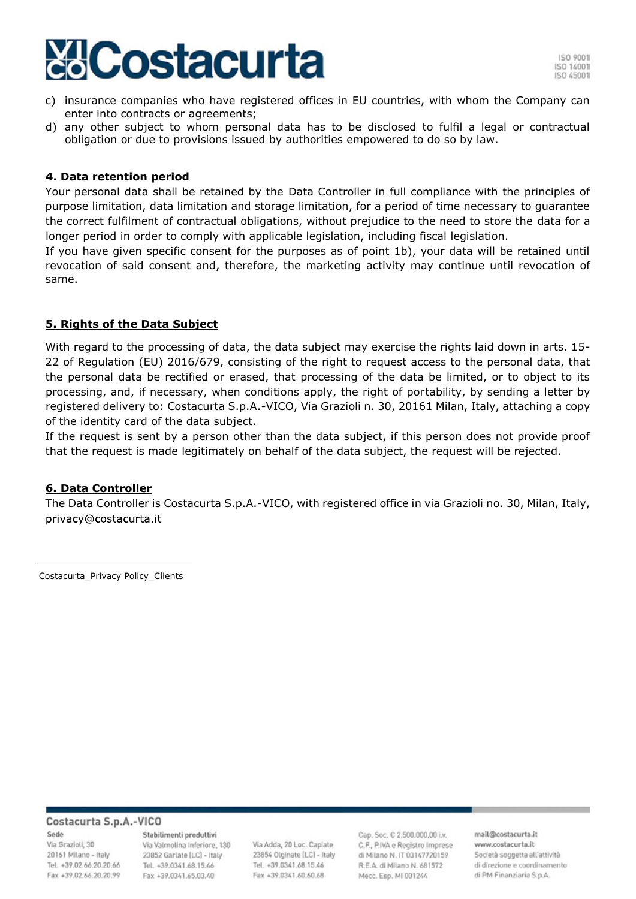c) insurance companies who have registered offices in EU countries, with whom the Company can enter into contracts or agreements;
d) any other subject to whom personal data has to be disclosed to fulfil a legal or contractual obligation or due to provisions issued by authorities empowered to do so by law.

## 4. Data retention period

Your personal data shall be retained by the Data Controller in full compliance with the principles of purpose limitation, data limitation and storage limitation, for a period of time necessary to guarantee the correct fulfilment of contractual obligations, without prejudice to the need to store the data for a longer period in order to comply with applicable legislation, including fiscal legislation.
If you have given specific consent for the purposes as of point 1b), your data will be retained until revocation of said consent and, therefore, the marketing activity may continue until revocation of same.

## 5. Rights of the Data Subject

With regard to the processing of data, the data subject may exercise the rights laid down in arts. 15-22 of Regulation (EU) 2016/679, consisting of the right to request access to the personal data, that the personal data be rectified or erased, that processing of the data be limited, or to object to its processing, and, if necessary, when conditions apply, the right of portability, by sending a letter by registered delivery to: Costacurta S.p.A.-VICO, Via Grazioli n. 30, 20161 Milan, Italy, attaching a copy of the identity card of the data subject.
If the request is sent by a person other than the data subject, if this person does not provide proof that the request is made legitimately on behalf of the data subject, the request will be rejected.

## 6. Data Controller

The Data Controller is Costacurta S.p.A.-VICO, with registered office in via Grazioli no. 30, Milan, Italy, privacy@costacurta.it